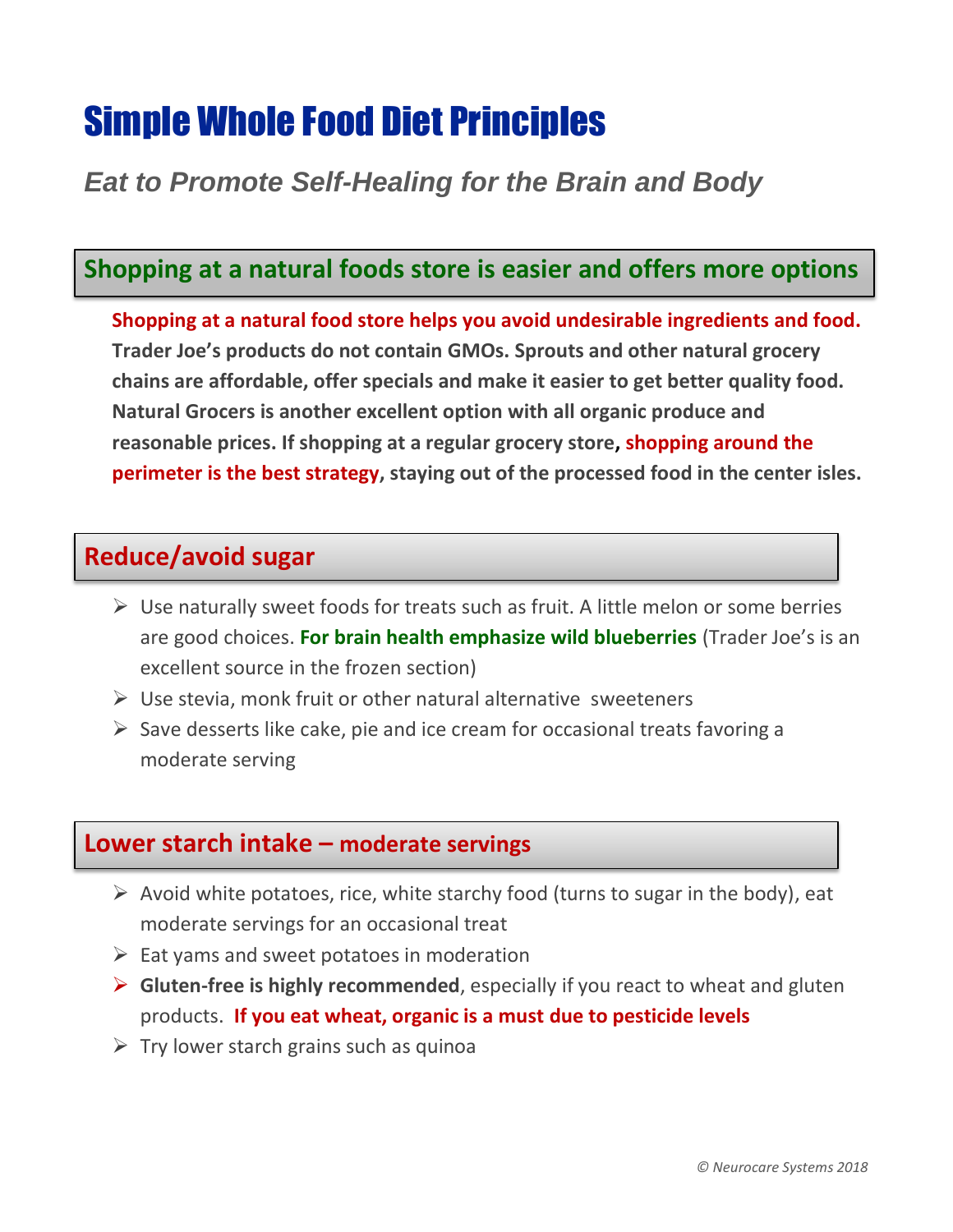# Simple Whole Food Diet Principles

### *Eat to Promote Self-Healing for the Brain and Body*

## Shopping at a natural foods store is easier and offers more options

**Shopping at a natural food store helps you avoid undesirable ingredients and food. Trader Joe's products do not contain GMOs. Sprouts and other natural grocery chains are affordable, offer specials and make it easier to get better quality food. Natural Grocers is another excellent option with all organic produce and reasonable prices. If shopping at a regular grocery store, shopping around the perimeter is the best strategy, staying out of the processed food in the center isles.**

## Reduce/avoid sugar

- Use naturally sweet foods for treats such as fruit. A little melon or some berries are good choices. **For brain health emphasize wild blueberries** (Trader Joe's is an excellent source in the frozen section)
- Use stevia, monk fruit or other natural alternative sweeteners
- Save desserts like cake, pie and ice cream for occasional treats favoring a moderate serving

## Lower starch intake – moderate servings

- Avoid white potatoes, rice, white starchy food (turns to sugar in the body), eat moderate servings for an occasional treat
- Eat yams and sweet potatoes in moderation
- **Gluten-free is highly recommended**, especially if you react to wheat and gluten products. **If you eat wheat, organic is a must due to pesticide levels**
- Try lower starch grains such as quinoa

*© Neurocare Systems 2018*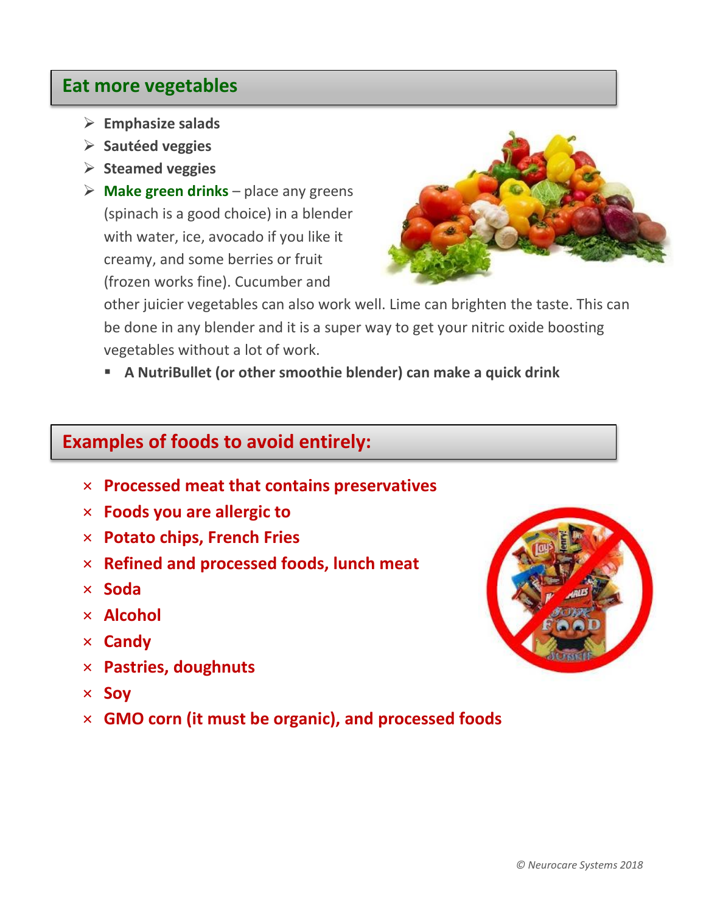## Eat more vegetables

- **Emphasize salads**
- **Sautéed veggies**
- **Steamed veggies**
- **Make green drinks** – place any greens (spinach is a good choice) in a blender with water, ice, avocado if you like it creamy, and some berries or fruit (frozen works fine). Cucumber and other juicier vegetables can also work well. Lime can brighten the taste. This can be done in any blender and it is a super way to get your nitric oxide boosting vegetables without a lot of work.
  - **A NutriBullet (or other smoothie blender) can make a quick drink**

## Examples of foods to avoid entirely:

- × **Processed meat that contains preservatives**
- × **Foods you are allergic to**
- × **Potato chips, French Fries**
- × **Refined and processed foods, lunch meat**
- × **Soda**
- × **Alcohol**
- × **Candy**
- × **Pastries, doughnuts**
- × **Soy**
- × **GMO corn (it must be organic), and processed foods**

*© Neurocare Systems 2018*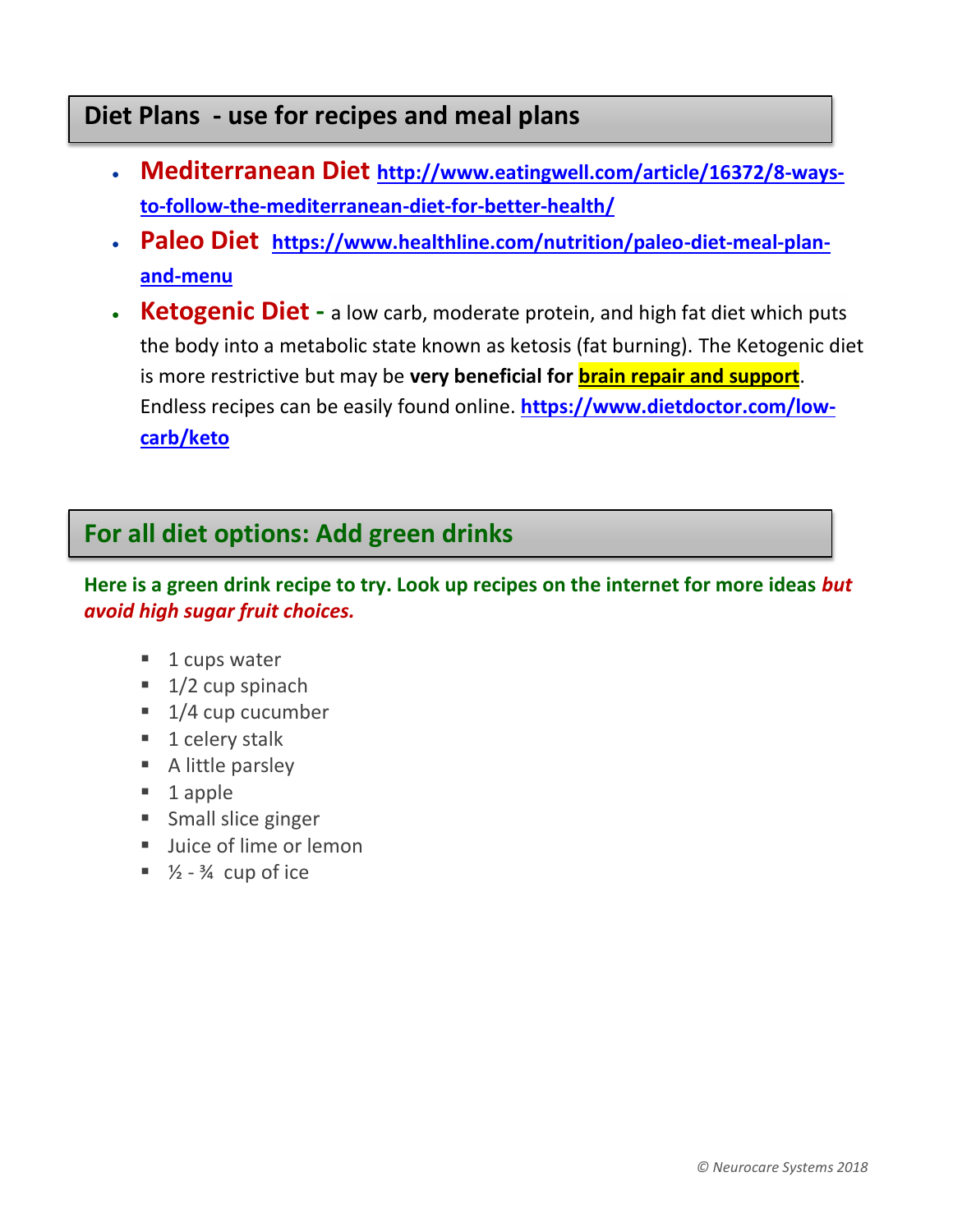## Diet Plans - use for recipes and meal plans

- **Mediterranean Diet** http://www.eatingwell.com/article/16372/8-ways-to-follow-the-mediterranean-diet-for-better-health/
- **Paleo Diet** https://www.healthline.com/nutrition/paleo-diet-meal-plan-and-menu
- **Ketogenic Diet -** a low carb, moderate protein, and high fat diet which puts the body into a metabolic state known as ketosis (fat burning). The Ketogenic diet is more restrictive but may be **very beneficial for brain repair and support**. Endless recipes can be easily found online. https://www.dietdoctor.com/low-carb/keto

## For all diet options: Add green drinks

**Here is a green drink recipe to try. Look up recipes on the internet for more ideas *but avoid high sugar fruit choices.***

- 1 cups water
- 1/2 cup spinach
- 1/4 cup cucumber
- 1 celery stalk
- A little parsley
- 1 apple
- Small slice ginger
- Juice of lime or lemon
- ½ - ¾ cup of ice

*© Neurocare Systems 2018*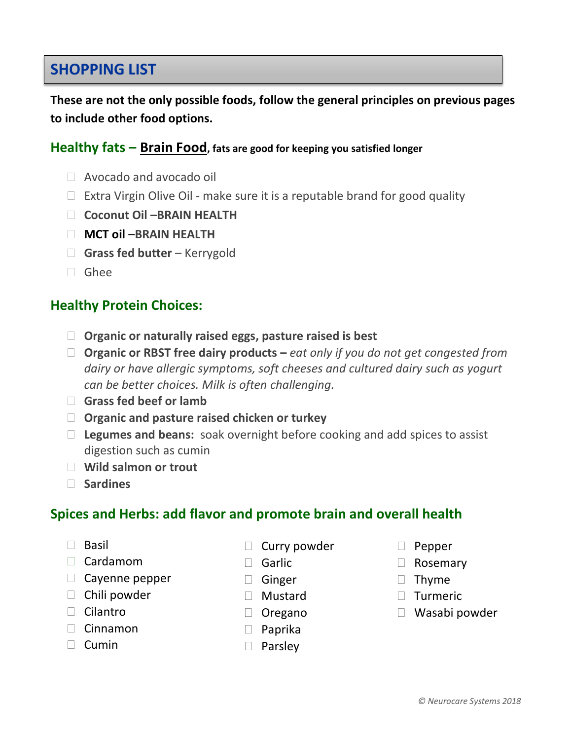## SHOPPING LIST

**These are not the only possible foods, follow the general principles on previous pages to include other food options.**

### Healthy fats – Brain Food, fats are good for keeping you satisfied longer

- ☐ Avocado and avocado oil
- ☐ Extra Virgin Olive Oil - make sure it is a reputable brand for good quality
- ☐ **Coconut Oil –BRAIN HEALTH**
- ☐ **MCT oil –BRAIN HEALTH**
- ☐ **Grass fed butter** – Kerrygold
- ☐ Ghee

### Healthy Protein Choices:

- ☐ **Organic or naturally raised eggs, pasture raised is best**
- ☐ **Organic or RBST free dairy products –** *eat only if you do not get congested from dairy or have allergic symptoms, soft cheeses and cultured dairy such as yogurt can be better choices. Milk is often challenging.*
- ☐ **Grass fed beef or lamb**
- ☐ **Organic and pasture raised chicken or turkey**
- ☐ **Legumes and beans:** soak overnight before cooking and add spices to assist digestion such as cumin
- ☐ **Wild salmon or trout**
- ☐ **Sardines**

### Spices and Herbs: add flavor and promote brain and overall health

- ☐ Basil
- ☐ Cardamom
- ☐ Cayenne pepper
- ☐ Chili powder
- ☐ Cilantro
- ☐ Cinnamon
- ☐ Cumin
- ☐ Curry powder
- ☐ Garlic
- ☐ Ginger
- ☐ Mustard
- ☐ Oregano
- ☐ Paprika
- ☐ Parsley
- ☐ Pepper
- ☐ Rosemary
- ☐ Thyme
- ☐ Turmeric
- ☐ Wasabi powder

*© Neurocare Systems 2018*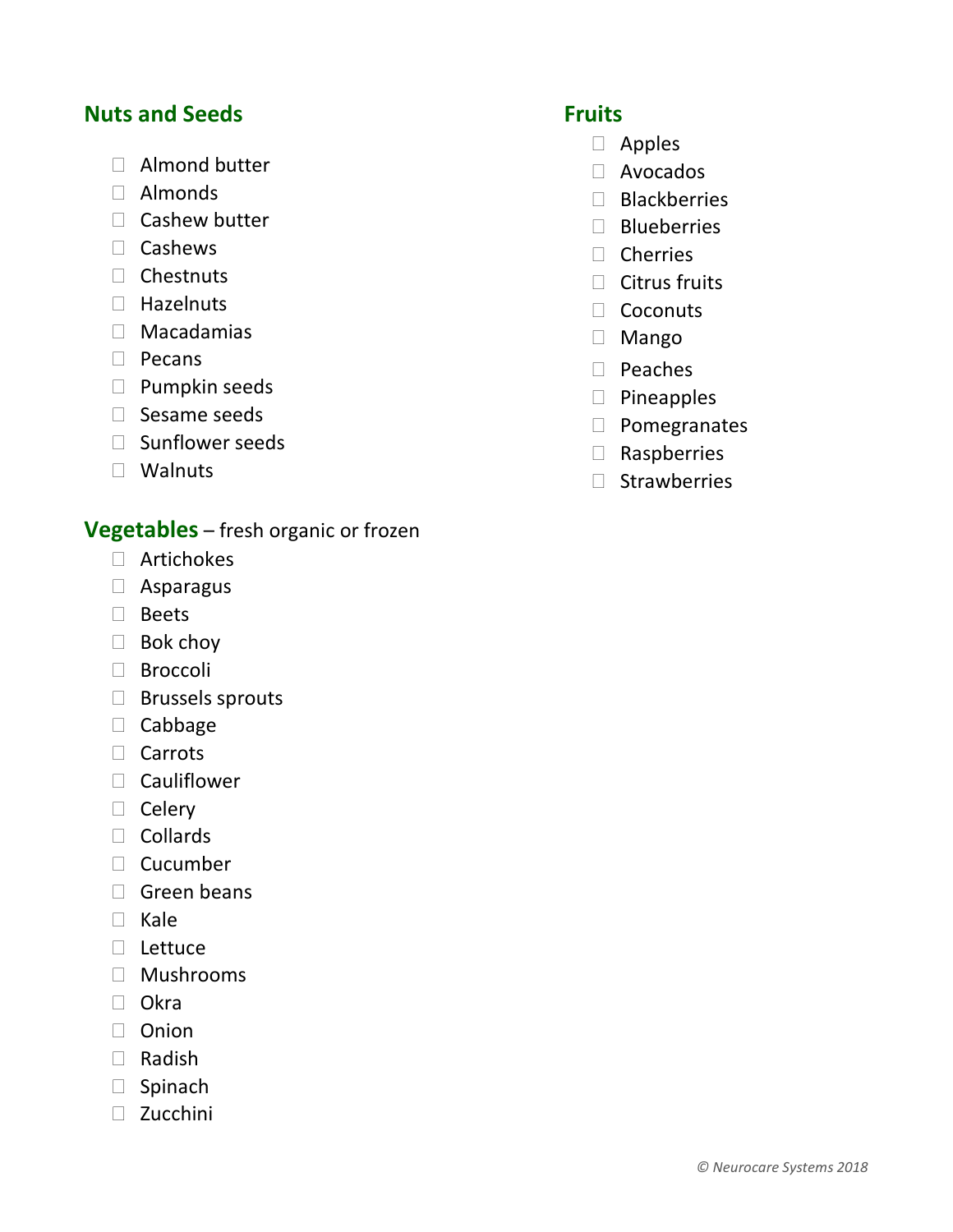## Nuts and Seeds

- ☐ Almond butter
- ☐ Almonds
- ☐ Cashew butter
- ☐ Cashews
- ☐ Chestnuts
- ☐ Hazelnuts
- ☐ Macadamias
- ☐ Pecans
- ☐ Pumpkin seeds
- ☐ Sesame seeds
- ☐ Sunflower seeds
- ☐ Walnuts

## Vegetables – fresh organic or frozen

- ☐ Artichokes
- ☐ Asparagus
- ☐ Beets
- ☐ Bok choy
- ☐ Broccoli
- ☐ Brussels sprouts
- ☐ Cabbage
- ☐ Carrots
- ☐ Cauliflower
- ☐ Celery
- ☐ Collards
- ☐ Cucumber
- ☐ Green beans
- ☐ Kale
- ☐ Lettuce
- ☐ Mushrooms
- ☐ Okra
- ☐ Onion
- ☐ Radish
- ☐ Spinach
- ☐ Zucchini

## Fruits

- ☐ Apples
- ☐ Avocados
- ☐ Blackberries
- ☐ Blueberries
- ☐ Cherries
- ☐ Citrus fruits
- ☐ Coconuts
- ☐ Mango
- ☐ Peaches
- ☐ Pineapples
- ☐ Pomegranates
- ☐ Raspberries
- ☐ Strawberries

*© Neurocare Systems 2018*